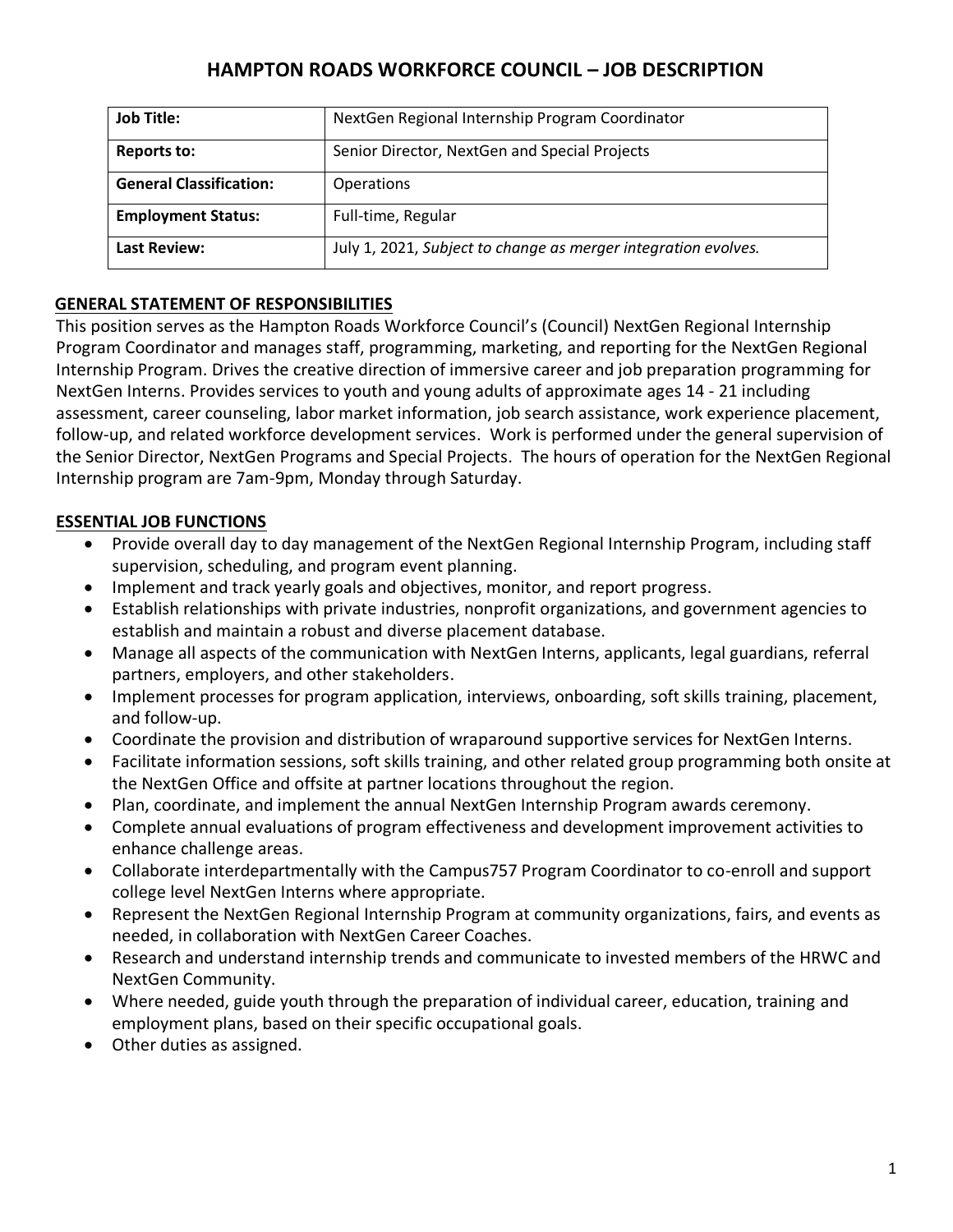# HAMPTON ROADS WORKFORCE COUNCIL – JOB DESCRIPTION

| **Job Title:** | NextGen Regional Internship Program Coordinator |
|---|---|
| **Reports to:** | Senior Director, NextGen and Special Projects |
| **General Classification:** | Operations |
| **Employment Status:** | Full-time, Regular |
| **Last Review:** | July 1, 2021, *Subject to change as merger integration evolves.* |

## GENERAL STATEMENT OF RESPONSIBILITIES

This position serves as the Hampton Roads Workforce Council's (Council) NextGen Regional Internship Program Coordinator and manages staff, programming, marketing, and reporting for the NextGen Regional Internship Program. Drives the creative direction of immersive career and job preparation programming for NextGen Interns. Provides services to youth and young adults of approximate ages 14 - 21 including assessment, career counseling, labor market information, job search assistance, work experience placement, follow-up, and related workforce development services. Work is performed under the general supervision of the Senior Director, NextGen Programs and Special Projects. The hours of operation for the NextGen Regional Internship program are 7am-9pm, Monday through Saturday.

## ESSENTIAL JOB FUNCTIONS

- Provide overall day to day management of the NextGen Regional Internship Program, including staff supervision, scheduling, and program event planning.
- Implement and track yearly goals and objectives, monitor, and report progress.
- Establish relationships with private industries, nonprofit organizations, and government agencies to establish and maintain a robust and diverse placement database.
- Manage all aspects of the communication with NextGen Interns, applicants, legal guardians, referral partners, employers, and other stakeholders.
- Implement processes for program application, interviews, onboarding, soft skills training, placement, and follow-up.
- Coordinate the provision and distribution of wraparound supportive services for NextGen Interns.
- Facilitate information sessions, soft skills training, and other related group programming both onsite at the NextGen Office and offsite at partner locations throughout the region.
- Plan, coordinate, and implement the annual NextGen Internship Program awards ceremony.
- Complete annual evaluations of program effectiveness and development improvement activities to enhance challenge areas.
- Collaborate interdepartmentally with the Campus757 Program Coordinator to co-enroll and support college level NextGen Interns where appropriate.
- Represent the NextGen Regional Internship Program at community organizations, fairs, and events as needed, in collaboration with NextGen Career Coaches.
- Research and understand internship trends and communicate to invested members of the HRWC and NextGen Community.
- Where needed, guide youth through the preparation of individual career, education, training and employment plans, based on their specific occupational goals.
- Other duties as assigned.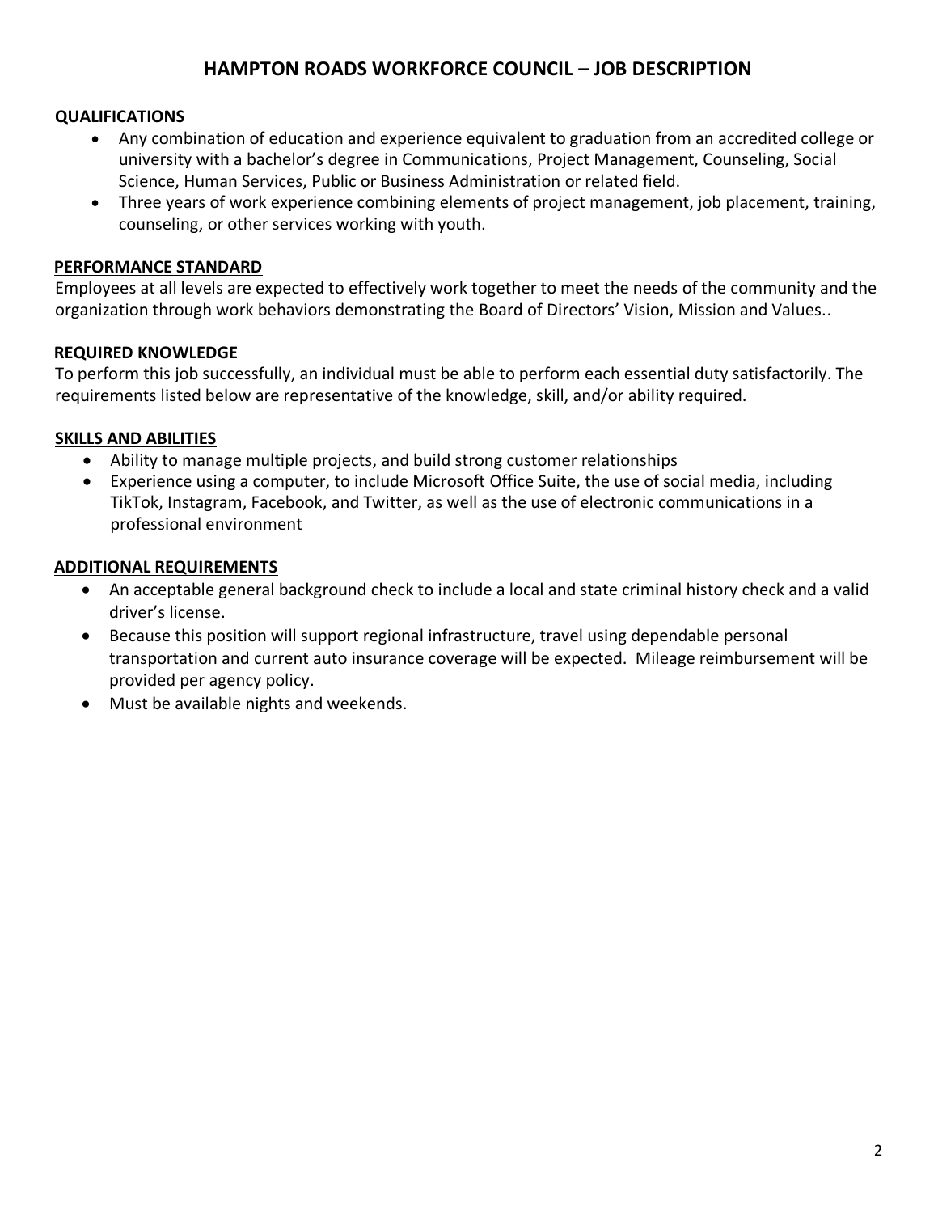# HAMPTON ROADS WORKFORCE COUNCIL – JOB DESCRIPTION

## QUALIFICATIONS

- Any combination of education and experience equivalent to graduation from an accredited college or university with a bachelor's degree in Communications, Project Management, Counseling, Social Science, Human Services, Public or Business Administration or related field.
- Three years of work experience combining elements of project management, job placement, training, counseling, or other services working with youth.

## PERFORMANCE STANDARD

Employees at all levels are expected to effectively work together to meet the needs of the community and the organization through work behaviors demonstrating the Board of Directors' Vision, Mission and Values..

## REQUIRED KNOWLEDGE

To perform this job successfully, an individual must be able to perform each essential duty satisfactorily. The requirements listed below are representative of the knowledge, skill, and/or ability required.

## SKILLS AND ABILITIES

- Ability to manage multiple projects, and build strong customer relationships
- Experience using a computer, to include Microsoft Office Suite, the use of social media, including TikTok, Instagram, Facebook, and Twitter, as well as the use of electronic communications in a professional environment

## ADDITIONAL REQUIREMENTS

- An acceptable general background check to include a local and state criminal history check and a valid driver's license.
- Because this position will support regional infrastructure, travel using dependable personal transportation and current auto insurance coverage will be expected. Mileage reimbursement will be provided per agency policy.
- Must be available nights and weekends.